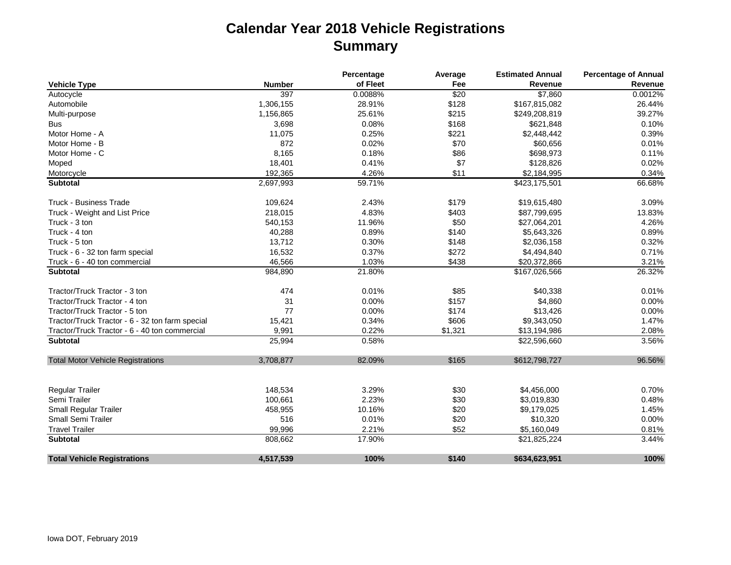# Calendar Year 2018 Vehicle Registrations
## Summary

| Vehicle Type | Number | Percentage of Fleet | Average Fee | Estimated Annual Revenue | Percentage of Annual Revenue |
|---|---|---|---|---|---|
| Autocycle | 397 | 0.0088% | $20 | $7,860 | 0.0012% |
| Automobile | 1,306,155 | 28.91% | $128 | $167,815,082 | 26.44% |
| Multi-purpose | 1,156,865 | 25.61% | $215 | $249,208,819 | 39.27% |
| Bus | 3,698 | 0.08% | $168 | $621,848 | 0.10% |
| Motor Home - A | 11,075 | 0.25% | $221 | $2,448,442 | 0.39% |
| Motor Home - B | 872 | 0.02% | $70 | $60,656 | 0.01% |
| Motor Home - C | 8,165 | 0.18% | $86 | $698,973 | 0.11% |
| Moped | 18,401 | 0.41% | $7 | $128,826 | 0.02% |
| Motorcycle | 192,365 | 4.26% | $11 | $2,184,995 | 0.34% |
| **Subtotal** | 2,697,993 | 59.71% | | $423,175,501 | 66.68% |
| | | | | | |
| Truck - Business Trade | 109,624 | 2.43% | $179 | $19,615,480 | 3.09% |
| Truck - Weight and List Price | 218,015 | 4.83% | $403 | $87,799,695 | 13.83% |
| Truck - 3 ton | 540,153 | 11.96% | $50 | $27,064,201 | 4.26% |
| Truck - 4 ton | 40,288 | 0.89% | $140 | $5,643,326 | 0.89% |
| Truck - 5 ton | 13,712 | 0.30% | $148 | $2,036,158 | 0.32% |
| Truck - 6 - 32 ton farm special | 16,532 | 0.37% | $272 | $4,494,840 | 0.71% |
| Truck - 6 - 40 ton commercial | 46,566 | 1.03% | $438 | $20,372,866 | 3.21% |
| **Subtotal** | 984,890 | 21.80% | | $167,026,566 | 26.32% |
| | | | | | |
| Tractor/Truck Tractor - 3 ton | 474 | 0.01% | $85 | $40,338 | 0.01% |
| Tractor/Truck Tractor - 4 ton | 31 | 0.00% | $157 | $4,860 | 0.00% |
| Tractor/Truck Tractor - 5 ton | 77 | 0.00% | $174 | $13,426 | 0.00% |
| Tractor/Truck Tractor - 6 - 32 ton farm special | 15,421 | 0.34% | $606 | $9,343,050 | 1.47% |
| Tractor/Truck Tractor - 6 - 40 ton commercial | 9,991 | 0.22% | $1,321 | $13,194,986 | 2.08% |
| **Subtotal** | 25,994 | 0.58% | | $22,596,660 | 3.56% |
| | | | | | |
| Total Motor Vehicle Registrations | 3,708,877 | 82.09% | $165 | $612,798,727 | 96.56% |
| | | | | | |
| Regular Trailer | 148,534 | 3.29% | $30 | $4,456,000 | 0.70% |
| Semi Trailer | 100,661 | 2.23% | $30 | $3,019,830 | 0.48% |
| Small Regular Trailer | 458,955 | 10.16% | $20 | $9,179,025 | 1.45% |
| Small Semi Trailer | 516 | 0.01% | $20 | $10,320 | 0.00% |
| Travel Trailer | 99,996 | 2.21% | $52 | $5,160,049 | 0.81% |
| **Subtotal** | 808,662 | 17.90% | | $21,825,224 | 3.44% |
| | | | | | |
| **Total Vehicle Registrations** | **4,517,539** | **100%** | **$140** | **$634,623,951** | **100%** |

Iowa DOT, February 2019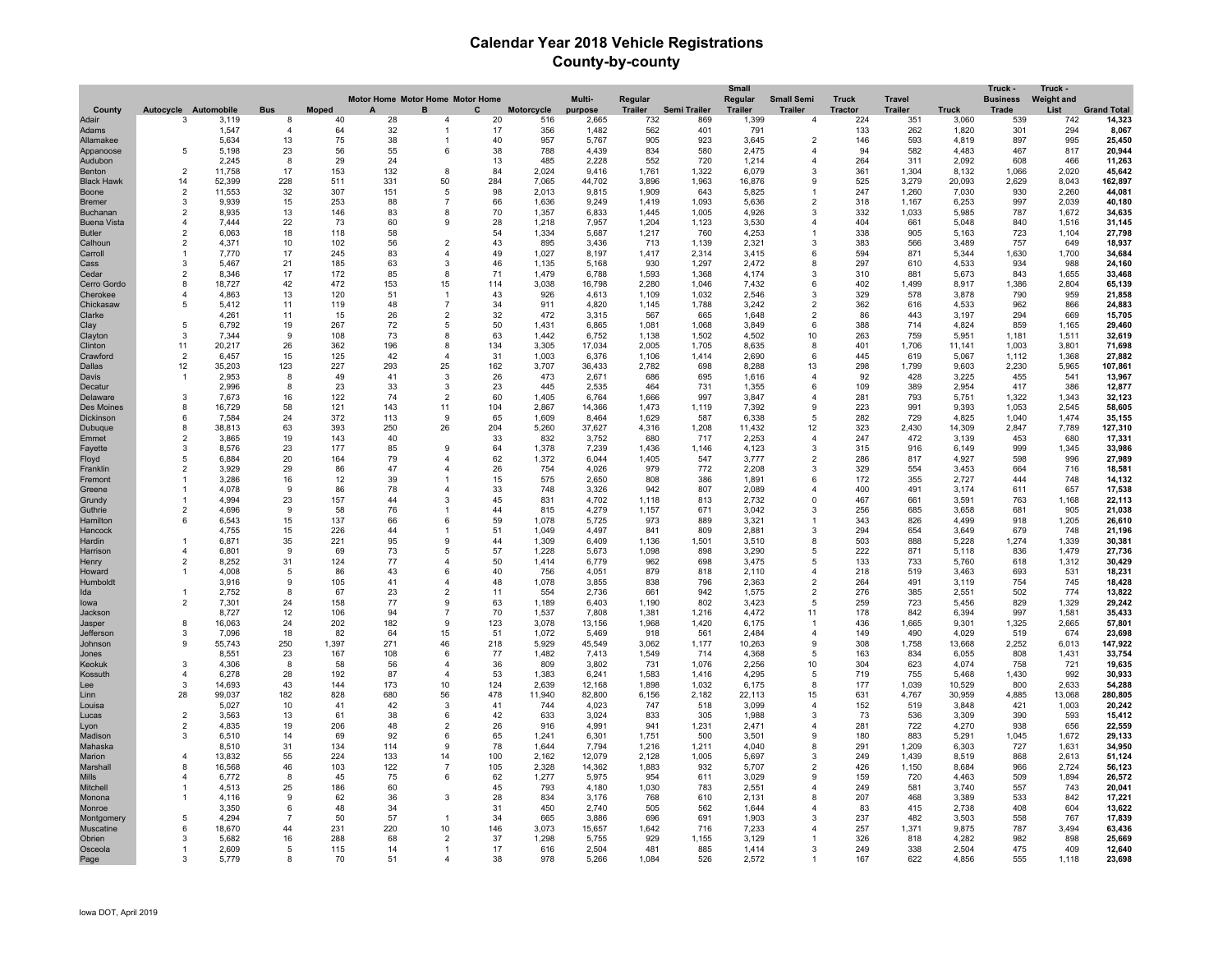# Calendar Year 2018 Vehicle Registrations
## County-by-county

| County | Autocycle | Automobile | Bus | Moped | Motor Home A | Motor Home B | Motor Home C | Motorcycle | Multi-purpose | Regular Trailer | Semi Trailer | Small Regular Trailer | Small Semi Trailer | Truck Tractor | Travel Trailer | Truck | Truck - Business Trade | Truck - Weight and List | Grand Total |
|---|---|---|---|---|---|---|---|---|---|---|---|---|---|---|---|---|---|---|---|
| Adair | 3 | 3,119 | 8 | 40 | 28 | 4 | 20 | 516 | 2,665 | 732 | 869 | 1,399 | 4 | 224 | 351 | 3,060 | 539 | 742 | **14,323** |
| Adams | | 1,547 | 4 | 64 | 32 | 1 | 17 | 356 | 1,482 | 562 | 401 | 791 | | 133 | 262 | 1,820 | 301 | 294 | **8,067** |
| Allamakee | | 5,634 | 13 | 75 | 38 | 1 | 40 | 957 | 5,767 | 905 | 923 | 3,645 | 2 | 146 | 593 | 4,819 | 897 | 995 | **25,450** |
| Appanoose | 5 | 5,198 | 23 | 56 | 55 | 6 | 38 | 788 | 4,439 | 834 | 580 | 2,475 | 4 | 94 | 582 | 4,483 | 467 | 817 | **20,944** |
| Audubon | | 2,245 | 8 | 29 | 24 | | 13 | 485 | 2,228 | 552 | 720 | 1,214 | 4 | 264 | 311 | 2,092 | 608 | 466 | **11,263** |
| Benton | 2 | 11,758 | 17 | 153 | 132 | 8 | 84 | 2,024 | 9,416 | 1,761 | 1,322 | 6,079 | 3 | 361 | 1,304 | 8,132 | 1,066 | 2,020 | **45,642** |
| Black Hawk | 14 | 52,399 | 228 | 511 | 331 | 50 | 284 | 7,065 | 44,702 | 3,896 | 1,963 | 16,876 | 9 | 525 | 3,279 | 20,093 | 2,629 | 8,043 | **162,897** |
| Boone | 2 | 11,553 | 32 | 307 | 151 | 5 | 98 | 2,013 | 9,815 | 1,909 | 643 | 5,825 | 1 | 247 | 1,260 | 7,030 | 930 | 2,260 | **44,081** |
| Bremer | 3 | 9,939 | 15 | 253 | 88 | 7 | 66 | 1,636 | 9,249 | 1,419 | 1,093 | 5,636 | 2 | 318 | 1,167 | 6,253 | 997 | 2,039 | **40,180** |
| Buchanan | 2 | 8,935 | 13 | 146 | 83 | 8 | 70 | 1,357 | 6,833 | 1,445 | 1,005 | 4,926 | 3 | 332 | 1,033 | 5,985 | 787 | 1,672 | **34,635** |
| Buena Vista | 4 | 7,444 | 22 | 73 | 60 | 9 | 28 | 1,218 | 7,957 | 1,204 | 1,123 | 3,530 | 4 | 404 | 661 | 5,048 | 840 | 1,516 | **31,145** |
| Butler | 2 | 6,063 | 18 | 118 | 58 | | 54 | 1,334 | 5,687 | 1,217 | 760 | 4,253 | 1 | 338 | 905 | 5,163 | 723 | 1,104 | **27,798** |
| Calhoun | 2 | 4,371 | 10 | 102 | 56 | 2 | 43 | 895 | 3,436 | 713 | 1,139 | 2,321 | 3 | 383 | 566 | 3,489 | 757 | 649 | **18,937** |
| Carroll | 1 | 7,770 | 17 | 245 | 83 | 4 | 49 | 1,027 | 8,197 | 1,417 | 2,314 | 3,415 | 6 | 594 | 871 | 5,344 | 1,630 | 1,700 | **34,684** |
| Cass | 3 | 5,467 | 21 | 185 | 63 | 3 | 46 | 1,135 | 5,168 | 930 | 1,297 | 2,472 | 8 | 297 | 610 | 4,533 | 934 | 988 | **24,160** |
| Cedar | 2 | 8,346 | 17 | 172 | 85 | 8 | 71 | 1,479 | 6,788 | 1,593 | 1,368 | 4,174 | 3 | 310 | 881 | 5,673 | 843 | 1,655 | **33,468** |
| Cerro Gordo | 8 | 18,727 | 42 | 472 | 153 | 15 | 114 | 3,038 | 16,798 | 2,280 | 1,046 | 7,432 | 6 | 402 | 1,499 | 8,917 | 1,386 | 2,804 | **65,139** |
| Cherokee | 4 | 4,863 | 13 | 120 | 51 | 1 | 43 | 926 | 4,613 | 1,109 | 1,032 | 2,546 | 3 | 329 | 578 | 3,878 | 790 | 959 | **21,858** |
| Chickasaw | 5 | 5,412 | 11 | 119 | 48 | 7 | 34 | 911 | 4,820 | 1,145 | 1,788 | 3,242 | 2 | 362 | 616 | 4,533 | 962 | 866 | **24,883** |
| Clarke | | 4,261 | 11 | 15 | 26 | 2 | 32 | 472 | 3,315 | 567 | 665 | 1,648 | 2 | 86 | 443 | 3,197 | 294 | 669 | **15,705** |
| Clay | 5 | 6,792 | 19 | 267 | 72 | 5 | 50 | 1,431 | 6,865 | 1,081 | 1,068 | 3,849 | 6 | 388 | 714 | 4,824 | 859 | 1,165 | **29,460** |
| Clayton | 3 | 7,344 | 9 | 108 | 73 | 8 | 63 | 1,442 | 6,752 | 1,138 | 1,502 | 4,502 | 10 | 263 | 759 | 5,951 | 1,181 | 1,511 | **32,619** |
| Clinton | 11 | 20,217 | 26 | 362 | 196 | 8 | 134 | 3,305 | 17,034 | 2,005 | 1,705 | 8,635 | 8 | 401 | 1,706 | 11,141 | 1,003 | 3,801 | **71,698** |
| Crawford | 2 | 6,457 | 15 | 125 | 42 | 4 | 31 | 1,003 | 6,376 | 1,106 | 1,414 | 2,690 | 6 | 445 | 619 | 5,067 | 1,112 | 1,368 | **27,882** |
| Dallas | 12 | 35,203 | 123 | 227 | 293 | 25 | 162 | 3,707 | 36,433 | 2,782 | 698 | 8,288 | 13 | 298 | 1,799 | 9,603 | 2,230 | 5,965 | **107,861** |
| Davis | 1 | 2,953 | 8 | 49 | 41 | 3 | 26 | 473 | 2,671 | 686 | 695 | 1,616 | 4 | 92 | 428 | 3,225 | 455 | 541 | **13,967** |
| Decatur | | 2,996 | 8 | 23 | 33 | 3 | 23 | 445 | 2,535 | 464 | 731 | 1,355 | 6 | 109 | 389 | 2,954 | 417 | 386 | **12,877** |
| Delaware | 3 | 7,673 | 16 | 122 | 74 | 2 | 60 | 1,405 | 6,764 | 1,666 | 997 | 3,847 | 4 | 281 | 793 | 5,751 | 1,322 | 1,343 | **32,123** |
| Des Moines | 8 | 16,729 | 58 | 121 | 143 | 11 | 104 | 2,867 | 14,366 | 1,473 | 1,119 | 7,392 | 9 | 223 | 991 | 9,393 | 1,053 | 2,545 | **58,605** |
| Dickinson | 6 | 7,584 | 24 | 372 | 113 | 9 | 65 | 1,609 | 8,464 | 1,629 | 587 | 6,338 | 5 | 282 | 729 | 4,825 | 1,040 | 1,474 | **35,155** |
| Dubuque | 8 | 38,813 | 63 | 393 | 250 | 26 | 204 | 5,260 | 37,627 | 4,316 | 1,208 | 11,432 | 12 | 323 | 2,430 | 14,309 | 2,847 | 7,789 | **127,310** |
| Emmet | 2 | 3,865 | 19 | 143 | 40 | | 33 | 832 | 3,752 | 680 | 717 | 2,253 | 4 | 247 | 472 | 3,139 | 453 | 680 | **17,331** |
| Fayette | 3 | 8,576 | 23 | 177 | 85 | 9 | 64 | 1,378 | 7,239 | 1,436 | 1,146 | 4,123 | 3 | 315 | 916 | 6,149 | 999 | 1,345 | **33,986** |
| Floyd | 5 | 6,884 | 20 | 164 | 79 | 4 | 62 | 1,372 | 6,044 | 1,405 | 547 | 3,777 | 2 | 286 | 817 | 4,927 | 598 | 996 | **27,989** |
| Franklin | 2 | 3,929 | 29 | 86 | 47 | 4 | 26 | 754 | 4,026 | 979 | 772 | 2,208 | 3 | 329 | 554 | 3,453 | 664 | 716 | **18,581** |
| Fremont | 1 | 3,286 | 16 | 12 | 39 | 1 | 15 | 575 | 2,650 | 808 | 386 | 1,891 | 6 | 172 | 355 | 2,727 | 444 | 748 | **14,132** |
| Greene | 1 | 4,078 | 9 | 86 | 78 | 4 | 33 | 748 | 3,326 | 942 | 807 | 2,089 | 4 | 400 | 491 | 3,174 | 611 | 657 | **17,538** |
| Grundy | 1 | 4,994 | 23 | 157 | 44 | 3 | 45 | 831 | 4,702 | 1,118 | 813 | 2,732 | 0 | 467 | 661 | 3,591 | 763 | 1,168 | **22,113** |
| Guthrie | 2 | 4,696 | 9 | 58 | 76 | 1 | 44 | 815 | 4,279 | 1,157 | 671 | 3,042 | 3 | 256 | 685 | 3,658 | 681 | 905 | **21,038** |
| Hamilton | 6 | 6,543 | 15 | 137 | 66 | 6 | 59 | 1,078 | 5,725 | 973 | 889 | 3,321 | 1 | 343 | 826 | 4,499 | 918 | 1,205 | **26,610** |
| Hancock | | 4,755 | 15 | 226 | 44 | 1 | 51 | 1,049 | 4,497 | 841 | 809 | 2,881 | 3 | 294 | 654 | 3,649 | 679 | 748 | **21,196** |
| Hardin | 1 | 6,871 | 35 | 221 | 95 | 9 | 44 | 1,309 | 6,409 | 1,136 | 1,501 | 3,510 | 8 | 503 | 888 | 5,228 | 1,274 | 1,339 | **30,381** |
| Harrison | 4 | 6,801 | 9 | 69 | 73 | 5 | 57 | 1,228 | 5,673 | 1,098 | 898 | 3,290 | 5 | 222 | 871 | 5,118 | 836 | 1,479 | **27,736** |
| Henry | 2 | 8,252 | 31 | 124 | 77 | 4 | 50 | 1,414 | 6,779 | 962 | 698 | 3,475 | 5 | 133 | 733 | 5,760 | 618 | 1,312 | **30,429** |
| Howard | 1 | 4,008 | 5 | 86 | 43 | 6 | 40 | 756 | 4,051 | 879 | 818 | 2,110 | 4 | 218 | 519 | 3,463 | 693 | 531 | **18,231** |
| Humboldt | | 3,916 | 9 | 105 | 41 | 4 | 48 | 1,078 | 3,855 | 838 | 796 | 2,363 | 2 | 264 | 491 | 3,119 | 754 | 745 | **18,428** |
| Ida | 1 | 2,752 | 8 | 67 | 23 | 2 | 11 | 554 | 2,736 | 661 | 942 | 1,575 | 2 | 276 | 385 | 2,551 | 502 | 774 | **13,822** |
| Iowa | 2 | 7,301 | 24 | 158 | 77 | 9 | 63 | 1,189 | 6,403 | 1,190 | 802 | 3,423 | 5 | 259 | 723 | 5,456 | 829 | 1,329 | **29,242** |
| Jackson | | 8,727 | 12 | 106 | 94 | 7 | 70 | 1,537 | 7,808 | 1,381 | 1,216 | 4,472 | 11 | 178 | 842 | 6,394 | 997 | 1,581 | **35,433** |
| Jasper | 8 | 16,063 | 24 | 202 | 182 | 9 | 123 | 3,078 | 13,156 | 1,968 | 1,420 | 6,175 | 1 | 436 | 1,665 | 9,301 | 1,325 | 2,665 | **57,801** |
| Jefferson | 3 | 7,096 | 18 | 82 | 64 | 15 | 51 | 1,072 | 5,469 | 918 | 561 | 2,484 | 4 | 149 | 490 | 4,029 | 519 | 674 | **23,698** |
| Johnson | 9 | 55,743 | 250 | 1,397 | 271 | 46 | 218 | 5,929 | 45,549 | 3,062 | 1,177 | 10,263 | 9 | 308 | 1,758 | 13,668 | 2,252 | 6,013 | **147,922** |
| Jones | | 8,551 | 23 | 167 | 108 | 6 | 77 | 1,482 | 7,413 | 1,549 | 714 | 4,368 | 5 | 163 | 834 | 6,055 | 808 | 1,431 | **33,754** |
| Keokuk | 3 | 4,306 | 8 | 58 | 56 | 4 | 36 | 809 | 3,802 | 731 | 1,076 | 2,256 | 10 | 304 | 623 | 4,074 | 758 | 721 | **19,635** |
| Kossuth | 4 | 6,278 | 28 | 192 | 87 | 4 | 53 | 1,383 | 6,241 | 1,583 | 1,416 | 4,295 | 5 | 719 | 755 | 5,468 | 1,430 | 992 | **30,933** |
| Lee | 3 | 14,693 | 43 | 144 | 173 | 10 | 124 | 2,639 | 12,168 | 1,898 | 1,032 | 6,175 | 8 | 177 | 1,039 | 10,529 | 800 | 2,633 | **54,288** |
| Linn | 28 | 99,037 | 182 | 828 | 680 | 56 | 478 | 11,940 | 82,800 | 6,156 | 2,182 | 22,113 | 15 | 631 | 4,767 | 30,959 | 4,885 | 13,068 | **280,805** |
| Louisa | | 5,027 | 10 | 41 | 42 | 3 | 41 | 744 | 4,023 | 747 | 518 | 3,099 | 4 | 152 | 519 | 3,848 | 421 | 1,003 | **20,242** |
| Lucas | 2 | 3,563 | 13 | 61 | 38 | 6 | 42 | 633 | 3,024 | 833 | 305 | 1,988 | 3 | 73 | 536 | 3,309 | 390 | 593 | **15,412** |
| Lyon | 2 | 4,835 | 19 | 206 | 48 | 2 | 26 | 916 | 4,991 | 941 | 1,231 | 2,471 | 4 | 281 | 722 | 4,270 | 938 | 656 | **22,559** |
| Madison | 3 | 6,510 | 14 | 69 | 92 | 6 | 65 | 1,241 | 6,301 | 1,751 | 500 | 3,501 | 9 | 180 | 883 | 5,291 | 1,045 | 1,672 | **29,133** |
| Mahaska | | 8,510 | 31 | 134 | 114 | 9 | 78 | 1,644 | 7,794 | 1,216 | 1,211 | 4,040 | 8 | 291 | 1,209 | 6,303 | 727 | 1,631 | **34,950** |
| Marion | 4 | 13,832 | 55 | 224 | 133 | 14 | 100 | 2,162 | 12,079 | 2,128 | 1,005 | 5,697 | 3 | 249 | 1,439 | 8,519 | 868 | 2,613 | **51,124** |
| Marshall | 8 | 16,568 | 46 | 103 | 122 | 7 | 105 | 2,328 | 14,362 | 1,883 | 932 | 5,707 | 2 | 426 | 1,150 | 8,684 | 966 | 2,724 | **56,123** |
| Mills | 4 | 6,772 | 8 | 45 | 75 | 6 | 62 | 1,277 | 5,975 | 954 | 611 | 3,029 | 9 | 159 | 720 | 4,463 | 509 | 1,894 | **26,572** |
| Mitchell | 1 | 4,513 | 25 | 186 | 60 | | 45 | 793 | 4,180 | 1,030 | 783 | 2,551 | 4 | 249 | 581 | 3,740 | 557 | 743 | **20,041** |
| Monona | 1 | 4,116 | 9 | 62 | 36 | 3 | 28 | 834 | 3,176 | 768 | 610 | 2,131 | 8 | 207 | 468 | 3,389 | 533 | 842 | **17,221** |
| Monroe | | 3,350 | 6 | 48 | 34 | | 31 | 450 | 2,740 | 505 | 562 | 1,644 | 4 | 83 | 415 | 2,738 | 408 | 604 | **13,622** |
| Montgomery | 5 | 4,294 | 7 | 50 | 57 | 1 | 34 | 665 | 3,886 | 696 | 691 | 1,903 | 3 | 237 | 482 | 3,503 | 558 | 767 | **17,839** |
| Muscatine | 6 | 18,670 | 44 | 231 | 220 | 10 | 146 | 3,073 | 15,657 | 1,642 | 716 | 7,233 | 4 | 257 | 1,371 | 9,875 | 787 | 3,494 | **63,436** |
| Obrien | 3 | 5,682 | 16 | 288 | 68 | 2 | 37 | 1,298 | 5,755 | 929 | 1,155 | 3,129 | 1 | 326 | 818 | 4,282 | 982 | 898 | **25,669** |
| Osceola | 1 | 2,609 | 5 | 115 | 14 | 1 | 17 | 616 | 2,504 | 481 | 885 | 1,414 | 3 | 249 | 338 | 2,504 | 475 | 409 | **12,640** |
| Page | 3 | 5,779 | 8 | 70 | 51 | 4 | 38 | 978 | 5,266 | 1,084 | 526 | 2,572 | 1 | 167 | 622 | 4,856 | 555 | 1,118 | **23,698** |

Iowa DOT, April 2019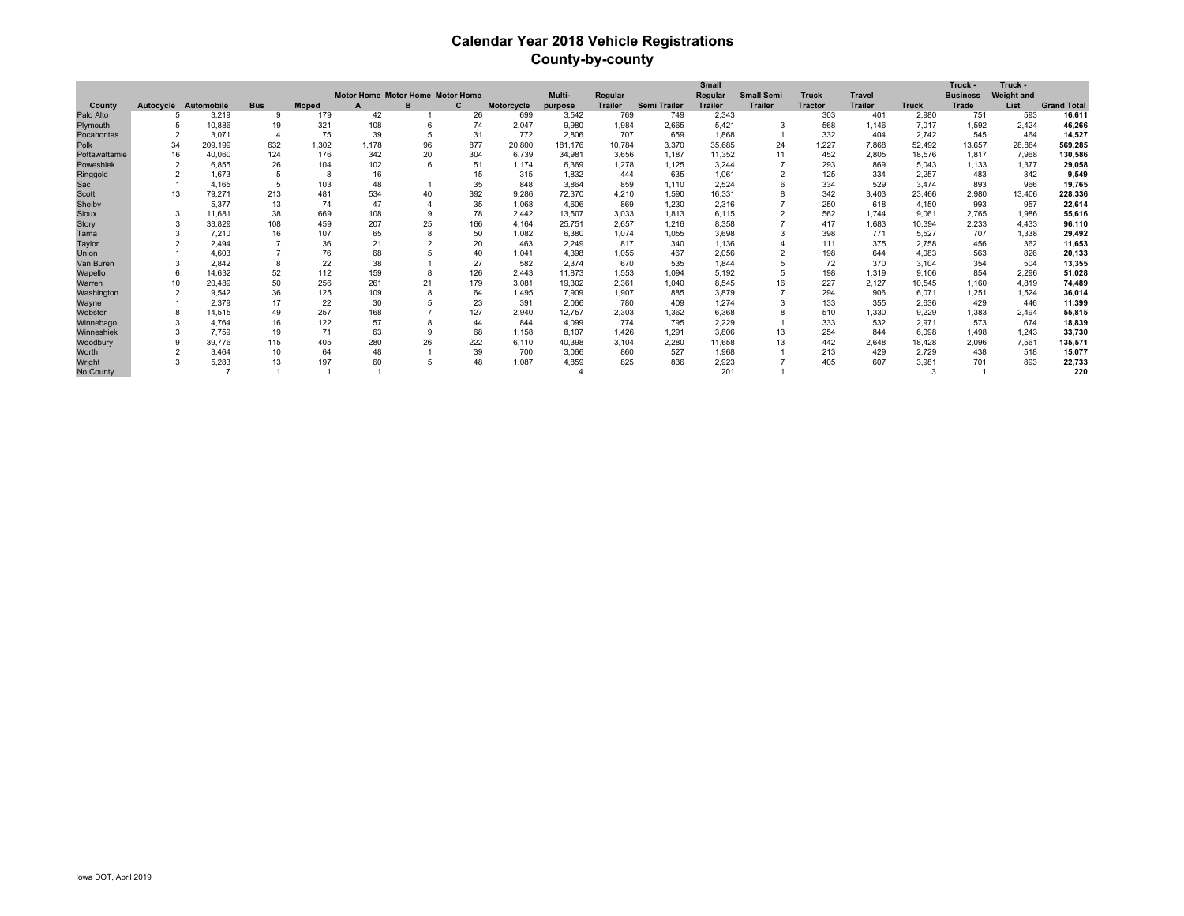# Calendar Year 2018 Vehicle Registrations
## County-by-county

| County | Autocycle | Automobile | Bus | Moped | Motor Home A | Motor Home B | Motor Home C | Motorcycle | Multi-purpose | Regular Trailer | Semi Trailer | Small Regular Trailer | Small Semi Trailer | Truck Tractor | Travel Trailer | Truck | Truck - Business Trade | Truck - Weight and List | Grand Total |
|---|---|---|---|---|---|---|---|---|---|---|---|---|---|---|---|---|---|---|---|
| Palo Alto | 5 | 3,219 | 9 | 179 | 42 | 1 | 26 | 699 | 3,542 | 769 | 749 | 2,343 | | 303 | 401 | 2,980 | 751 | 593 | **16,611** |
| Plymouth | 5 | 10,886 | 19 | 321 | 108 | 6 | 74 | 2,047 | 9,980 | 1,984 | 2,665 | 5,421 | 3 | 568 | 1,146 | 7,017 | 1,592 | 2,424 | **46,266** |
| Pocahontas | 2 | 3,071 | 4 | 75 | 39 | 5 | 31 | 772 | 2,806 | 707 | 659 | 1,868 | 1 | 332 | 404 | 2,742 | 545 | 464 | **14,527** |
| Polk | 34 | 209,199 | 632 | 1,302 | 1,178 | 96 | 877 | 20,800 | 181,176 | 10,784 | 3,370 | 35,685 | 24 | 1,227 | 7,868 | 52,492 | 13,657 | 28,884 | **569,285** |
| Pottawattamie | 16 | 40,060 | 124 | 176 | 342 | 20 | 304 | 6,739 | 34,981 | 3,656 | 1,187 | 11,352 | 11 | 452 | 2,805 | 18,576 | 1,817 | 7,968 | **130,586** |
| Poweshiek | 2 | 6,855 | 26 | 104 | 102 | 6 | 51 | 1,174 | 6,369 | 1,278 | 1,125 | 3,244 | 7 | 293 | 869 | 5,043 | 1,133 | 1,377 | **29,058** |
| Ringgold | 2 | 1,673 | 5 | 8 | 16 | | 15 | 315 | 1,832 | 444 | 635 | 1,061 | 2 | 125 | 334 | 2,257 | 483 | 342 | **9,549** |
| Sac | 1 | 4,165 | 5 | 103 | 48 | 1 | 35 | 848 | 3,864 | 859 | 1,110 | 2,524 | 6 | 334 | 529 | 3,474 | 893 | 966 | **19,765** |
| Scott | 13 | 79,271 | 213 | 481 | 534 | 40 | 392 | 9,286 | 72,370 | 4,210 | 1,590 | 16,331 | 8 | 342 | 3,403 | 23,466 | 2,980 | 13,406 | **228,336** |
| Shelby | | 5,377 | 13 | 74 | 47 | 4 | 35 | 1,068 | 4,606 | 869 | 1,230 | 2,316 | 7 | 250 | 618 | 4,150 | 993 | 957 | **22,614** |
| Sioux | 3 | 11,681 | 38 | 669 | 108 | 9 | 78 | 2,442 | 13,507 | 3,033 | 1,813 | 6,115 | 2 | 562 | 1,744 | 9,061 | 2,765 | 1,986 | **55,616** |
| Story | 3 | 33,829 | 108 | 459 | 207 | 25 | 166 | 4,164 | 25,751 | 2,657 | 1,216 | 8,358 | 7 | 417 | 1,683 | 10,394 | 2,233 | 4,433 | **96,110** |
| Tama | 3 | 7,210 | 16 | 107 | 65 | 8 | 50 | 1,082 | 6,380 | 1,074 | 1,055 | 3,698 | 3 | 398 | 771 | 5,527 | 707 | 1,338 | **29,492** |
| Taylor | 2 | 2,494 | 7 | 36 | 21 | 2 | 20 | 463 | 2,249 | 817 | 340 | 1,136 | 4 | 111 | 375 | 2,758 | 456 | 362 | **11,653** |
| Union | 1 | 4,603 | 7 | 76 | 68 | 5 | 40 | 1,041 | 4,398 | 1,055 | 467 | 2,056 | 2 | 198 | 644 | 4,083 | 563 | 826 | **20,133** |
| Van Buren | 3 | 2,842 | 8 | 22 | 38 | 1 | 27 | 582 | 2,374 | 670 | 535 | 1,844 | 5 | 72 | 370 | 3,104 | 354 | 504 | **13,355** |
| Wapello | 6 | 14,632 | 52 | 112 | 159 | 8 | 126 | 2,443 | 11,873 | 1,553 | 1,094 | 5,192 | 5 | 198 | 1,319 | 9,106 | 854 | 2,296 | **51,028** |
| Warren | 10 | 20,489 | 50 | 256 | 261 | 21 | 179 | 3,081 | 19,302 | 2,361 | 1,040 | 8,545 | 16 | 227 | 2,127 | 10,545 | 1,160 | 4,819 | **74,489** |
| Washington | 2 | 9,542 | 36 | 125 | 109 | 8 | 64 | 1,495 | 7,909 | 1,907 | 885 | 3,879 | 7 | 294 | 906 | 6,071 | 1,251 | 1,524 | **36,014** |
| Wayne | 1 | 2,379 | 17 | 22 | 30 | 5 | 23 | 391 | 2,066 | 780 | 409 | 1,274 | 3 | 133 | 355 | 2,636 | 429 | 446 | **11,399** |
| Webster | 8 | 14,515 | 49 | 257 | 168 | 7 | 127 | 2,940 | 12,757 | 2,303 | 1,362 | 6,368 | 8 | 510 | 1,330 | 9,229 | 1,383 | 2,494 | **55,815** |
| Winnebago | 3 | 4,764 | 16 | 122 | 57 | 8 | 44 | 844 | 4,099 | 774 | 795 | 2,229 | 1 | 333 | 532 | 2,971 | 573 | 674 | **18,839** |
| Winneshiek | 3 | 7,759 | 19 | 71 | 63 | 9 | 68 | 1,158 | 8,107 | 1,426 | 1,291 | 3,806 | 13 | 254 | 844 | 6,098 | 1,498 | 1,243 | **33,730** |
| Woodbury | 9 | 39,776 | 115 | 405 | 280 | 26 | 222 | 6,110 | 40,398 | 3,104 | 2,280 | 11,658 | 13 | 442 | 2,648 | 18,428 | 2,096 | 7,561 | **135,571** |
| Worth | 2 | 3,464 | 10 | 64 | 48 | 1 | 39 | 700 | 3,066 | 860 | 527 | 1,968 | 1 | 213 | 429 | 2,729 | 438 | 518 | **15,077** |
| Wright | 3 | 5,283 | 13 | 197 | 60 | 5 | 48 | 1,087 | 4,859 | 825 | 836 | 2,923 | 7 | 405 | 607 | 3,981 | 701 | 893 | **22,733** |
| No County | | 7 | 1 | 1 | 1 | | | | 4 | | | 201 | 1 | | | 3 | 1 | | **220** |

Iowa DOT, April 2019